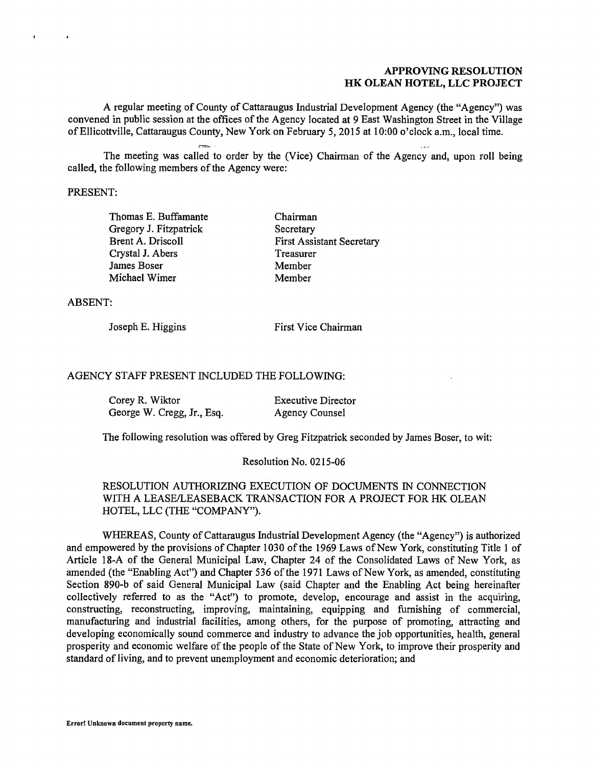**APPROVING RESOLUTION**
**HK OLEAN HOTEL, LLC PROJECT**

A regular meeting of County of Cattaraugus Industrial Development Agency (the "Agency") was convened in public session at the offices of the Agency located at 9 East Washington Street in the Village of Ellicottville, Cattaraugus County, New York on February 5, 2015 at 10:00 o'clock a.m., local time.

The meeting was called to order by the (Vice) Chairman of the Agency and, upon roll being called, the following members of the Agency were:

PRESENT:

| | |
|---|---|
| Thomas E. Buffamante | Chairman |
| Gregory J. Fitzpatrick | Secretary |
| Brent A. Driscoll | First Assistant Secretary |
| Crystal J. Abers | Treasurer |
| James Boser | Member |
| Michael Wimer | Member |

ABSENT:

| | |
|---|---|
| Joseph E. Higgins | First Vice Chairman |

AGENCY STAFF PRESENT INCLUDED THE FOLLOWING:

| | |
|---|---|
| Corey R. Wiktor | Executive Director |
| George W. Cregg, Jr., Esq. | Agency Counsel |

The following resolution was offered by Greg Fitzpatrick seconded by James Boser, to wit:

Resolution No. 0215-06

RESOLUTION AUTHORIZING EXECUTION OF DOCUMENTS IN CONNECTION WITH A LEASE/LEASEBACK TRANSACTION FOR A PROJECT FOR HK OLEAN HOTEL, LLC (THE "COMPANY").

WHEREAS, County of Cattaraugus Industrial Development Agency (the "Agency") is authorized and empowered by the provisions of Chapter 1030 of the 1969 Laws of New York, constituting Title 1 of Article 18-A of the General Municipal Law, Chapter 24 of the Consolidated Laws of New York, as amended (the "Enabling Act") and Chapter 536 of the 1971 Laws of New York, as amended, constituting Section 890-b of said General Municipal Law (said Chapter and the Enabling Act being hereinafter collectively referred to as the "Act") to promote, develop, encourage and assist in the acquiring, constructing, reconstructing, improving, maintaining, equipping and furnishing of commercial, manufacturing and industrial facilities, among others, for the purpose of promoting, attracting and developing economically sound commerce and industry to advance the job opportunities, health, general prosperity and economic welfare of the people of the State of New York, to improve their prosperity and standard of living, and to prevent unemployment and economic deterioration; and

Error! Unknown document property name.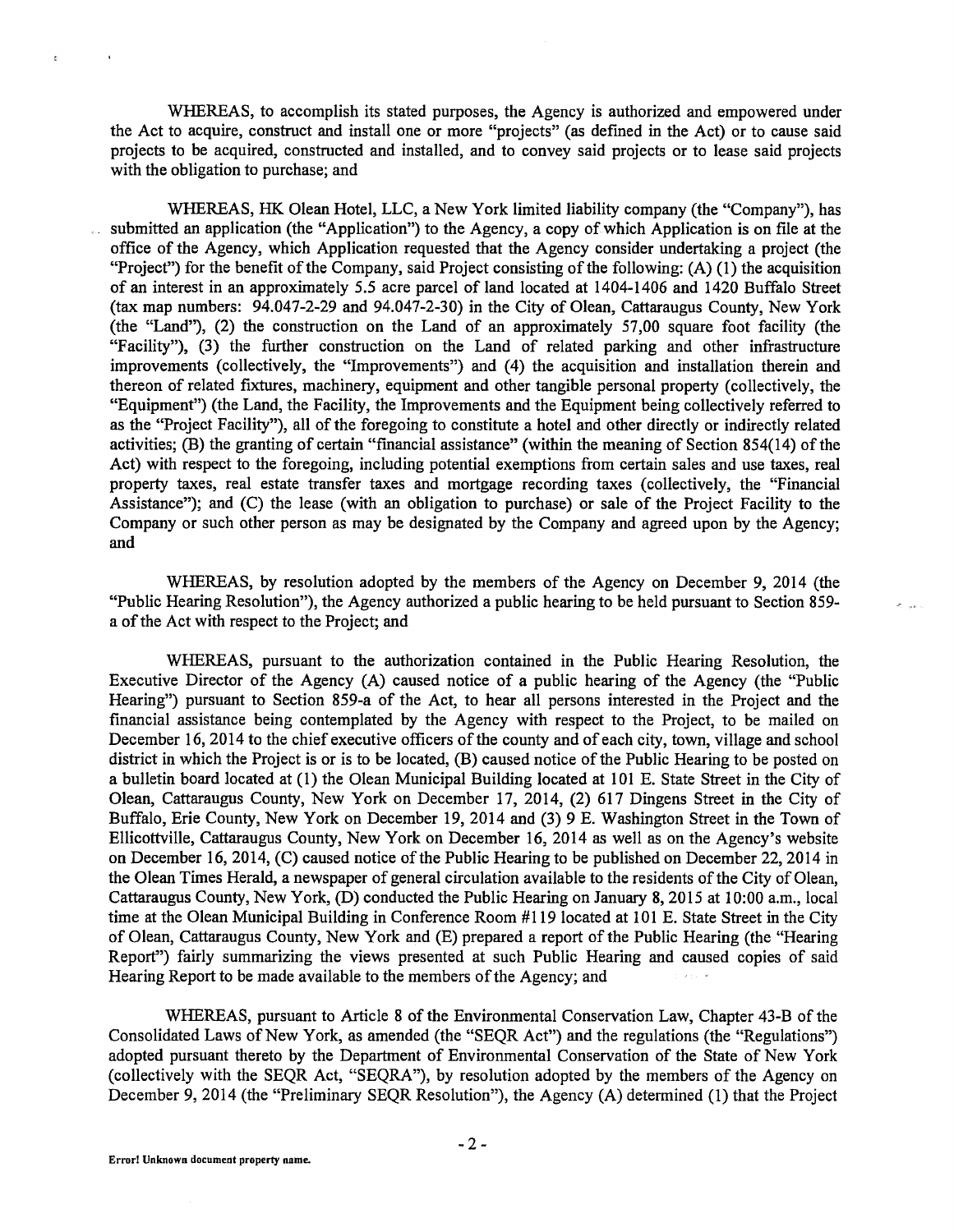WHEREAS, to accomplish its stated purposes, the Agency is authorized and empowered under the Act to acquire, construct and install one or more "projects" (as defined in the Act) or to cause said projects to be acquired, constructed and installed, and to convey said projects or to lease said projects with the obligation to purchase; and

WHEREAS, HK Olean Hotel, LLC, a New York limited liability company (the "Company"), has submitted an application (the "Application") to the Agency, a copy of which Application is on file at the office of the Agency, which Application requested that the Agency consider undertaking a project (the "Project") for the benefit of the Company, said Project consisting of the following: (A) (1) the acquisition of an interest in an approximately 5.5 acre parcel of land located at 1404-1406 and 1420 Buffalo Street (tax map numbers: 94.047-2-29 and 94.047-2-30) in the City of Olean, Cattaraugus County, New York (the "Land"), (2) the construction on the Land of an approximately 57,00 square foot facility (the "Facility"), (3) the further construction on the Land of related parking and other infrastructure improvements (collectively, the "Improvements") and (4) the acquisition and installation therein and thereon of related fixtures, machinery, equipment and other tangible personal property (collectively, the "Equipment") (the Land, the Facility, the Improvements and the Equipment being collectively referred to as the "Project Facility"), all of the foregoing to constitute a hotel and other directly or indirectly related activities; (B) the granting of certain "financial assistance" (within the meaning of Section 854(14) of the Act) with respect to the foregoing, including potential exemptions from certain sales and use taxes, real property taxes, real estate transfer taxes and mortgage recording taxes (collectively, the "Financial Assistance"); and (C) the lease (with an obligation to purchase) or sale of the Project Facility to the Company or such other person as may be designated by the Company and agreed upon by the Agency; and

WHEREAS, by resolution adopted by the members of the Agency on December 9, 2014 (the "Public Hearing Resolution"), the Agency authorized a public hearing to be held pursuant to Section 859-a of the Act with respect to the Project; and

WHEREAS, pursuant to the authorization contained in the Public Hearing Resolution, the Executive Director of the Agency (A) caused notice of a public hearing of the Agency (the "Public Hearing") pursuant to Section 859-a of the Act, to hear all persons interested in the Project and the financial assistance being contemplated by the Agency with respect to the Project, to be mailed on December 16, 2014 to the chief executive officers of the county and of each city, town, village and school district in which the Project is or is to be located, (B) caused notice of the Public Hearing to be posted on a bulletin board located at (1) the Olean Municipal Building located at 101 E. State Street in the City of Olean, Cattaraugus County, New York on December 17, 2014, (2) 617 Dingens Street in the City of Buffalo, Erie County, New York on December 19, 2014 and (3) 9 E. Washington Street in the Town of Ellicottville, Cattaraugus County, New York on December 16, 2014 as well as on the Agency's website on December 16, 2014, (C) caused notice of the Public Hearing to be published on December 22, 2014 in the Olean Times Herald, a newspaper of general circulation available to the residents of the City of Olean, Cattaraugus County, New York, (D) conducted the Public Hearing on January 8, 2015 at 10:00 a.m., local time at the Olean Municipal Building in Conference Room #119 located at 101 E. State Street in the City of Olean, Cattaraugus County, New York and (E) prepared a report of the Public Hearing (the "Hearing Report") fairly summarizing the views presented at such Public Hearing and caused copies of said Hearing Report to be made available to the members of the Agency; and

WHEREAS, pursuant to Article 8 of the Environmental Conservation Law, Chapter 43-B of the Consolidated Laws of New York, as amended (the "SEQR Act") and the regulations (the "Regulations") adopted pursuant thereto by the Department of Environmental Conservation of the State of New York (collectively with the SEQR Act, "SEQRA"), by resolution adopted by the members of the Agency on December 9, 2014 (the "Preliminary SEQR Resolution"), the Agency (A) determined (1) that the Project

Error! Unknown document property name.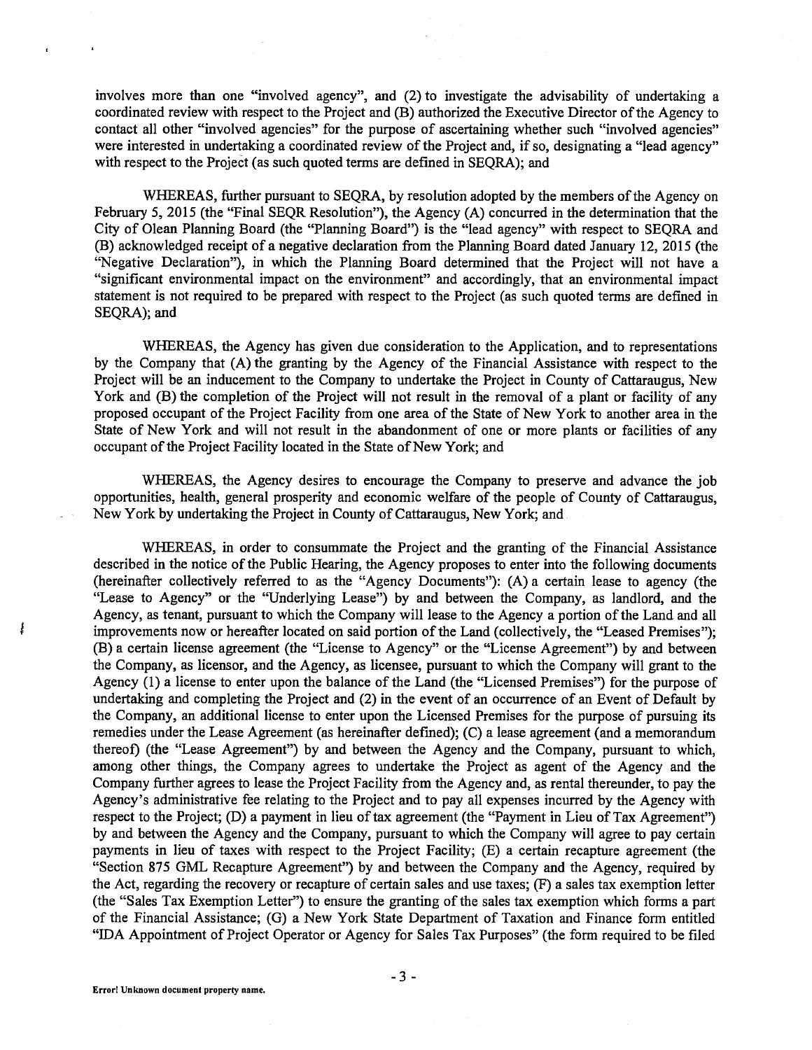involves more than one "involved agency", and (2) to investigate the advisability of undertaking a coordinated review with respect to the Project and (B) authorized the Executive Director of the Agency to contact all other "involved agencies" for the purpose of ascertaining whether such "involved agencies" were interested in undertaking a coordinated review of the Project and, if so, designating a "lead agency" with respect to the Project (as such quoted terms are defined in SEQRA); and

WHEREAS, further pursuant to SEQRA, by resolution adopted by the members of the Agency on February 5, 2015 (the "Final SEQR Resolution"), the Agency (A) concurred in the determination that the City of Olean Planning Board (the "Planning Board") is the "lead agency" with respect to SEQRA and (B) acknowledged receipt of a negative declaration from the Planning Board dated January 12, 2015 (the "Negative Declaration"), in which the Planning Board determined that the Project will not have a "significant environmental impact on the environment" and accordingly, that an environmental impact statement is not required to be prepared with respect to the Project (as such quoted terms are defined in SEQRA); and

WHEREAS, the Agency has given due consideration to the Application, and to representations by the Company that (A) the granting by the Agency of the Financial Assistance with respect to the Project will be an inducement to the Company to undertake the Project in County of Cattaraugus, New York and (B) the completion of the Project will not result in the removal of a plant or facility of any proposed occupant of the Project Facility from one area of the State of New York to another area in the State of New York and will not result in the abandonment of one or more plants or facilities of any occupant of the Project Facility located in the State of New York; and

WHEREAS, the Agency desires to encourage the Company to preserve and advance the job opportunities, health, general prosperity and economic welfare of the people of County of Cattaraugus, New York by undertaking the Project in County of Cattaraugus, New York; and

WHEREAS, in order to consummate the Project and the granting of the Financial Assistance described in the notice of the Public Hearing, the Agency proposes to enter into the following documents (hereinafter collectively referred to as the "Agency Documents"): (A) a certain lease to agency (the "Lease to Agency" or the "Underlying Lease") by and between the Company, as landlord, and the Agency, as tenant, pursuant to which the Company will lease to the Agency a portion of the Land and all improvements now or hereafter located on said portion of the Land (collectively, the "Leased Premises"); (B) a certain license agreement (the "License to Agency" or the "License Agreement") by and between the Company, as licensor, and the Agency, as licensee, pursuant to which the Company will grant to the Agency (1) a license to enter upon the balance of the Land (the "Licensed Premises") for the purpose of undertaking and completing the Project and (2) in the event of an occurrence of an Event of Default by the Company, an additional license to enter upon the Licensed Premises for the purpose of pursuing its remedies under the Lease Agreement (as hereinafter defined); (C) a lease agreement (and a memorandum thereof) (the "Lease Agreement") by and between the Agency and the Company, pursuant to which, among other things, the Company agrees to undertake the Project as agent of the Agency and the Company further agrees to lease the Project Facility from the Agency and, as rental thereunder, to pay the Agency's administrative fee relating to the Project and to pay all expenses incurred by the Agency with respect to the Project; (D) a payment in lieu of tax agreement (the "Payment in Lieu of Tax Agreement") by and between the Agency and the Company, pursuant to which the Company will agree to pay certain payments in lieu of taxes with respect to the Project Facility; (E) a certain recapture agreement (the "Section 875 GML Recapture Agreement") by and between the Company and the Agency, required by the Act, regarding the recovery or recapture of certain sales and use taxes; (F) a sales tax exemption letter (the "Sales Tax Exemption Letter") to ensure the granting of the sales tax exemption which forms a part of the Financial Assistance; (G) a New York State Department of Taxation and Finance form entitled "IDA Appointment of Project Operator or Agency for Sales Tax Purposes" (the form required to be filed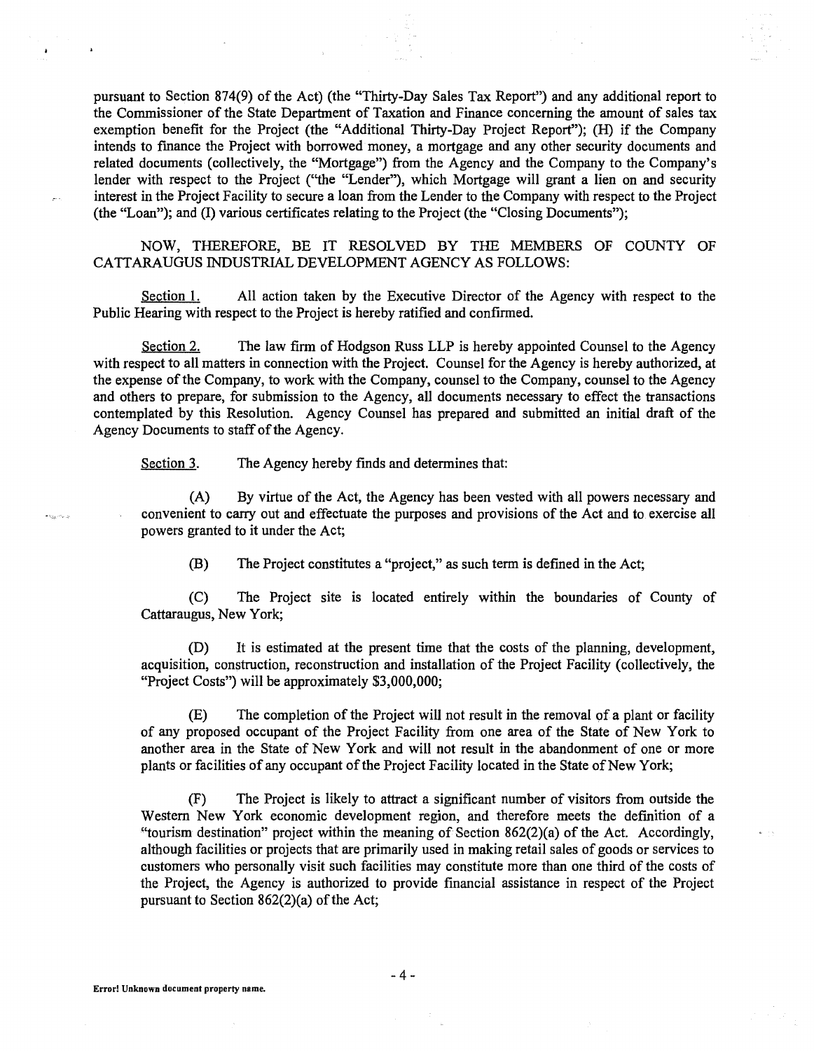pursuant to Section 874(9) of the Act) (the "Thirty-Day Sales Tax Report") and any additional report to the Commissioner of the State Department of Taxation and Finance concerning the amount of sales tax exemption benefit for the Project (the "Additional Thirty-Day Project Report"); (H) if the Company intends to finance the Project with borrowed money, a mortgage and any other security documents and related documents (collectively, the "Mortgage") from the Agency and the Company to the Company's lender with respect to the Project ("the "Lender"), which Mortgage will grant a lien on and security interest in the Project Facility to secure a loan from the Lender to the Company with respect to the Project (the "Loan"); and (I) various certificates relating to the Project (the "Closing Documents");

NOW, THEREFORE, BE IT RESOLVED BY THE MEMBERS OF COUNTY OF CATTARAUGUS INDUSTRIAL DEVELOPMENT AGENCY AS FOLLOWS:

Section 1. All action taken by the Executive Director of the Agency with respect to the Public Hearing with respect to the Project is hereby ratified and confirmed.

Section 2. The law firm of Hodgson Russ LLP is hereby appointed Counsel to the Agency with respect to all matters in connection with the Project. Counsel for the Agency is hereby authorized, at the expense of the Company, to work with the Company, counsel to the Company, counsel to the Agency and others to prepare, for submission to the Agency, all documents necessary to effect the transactions contemplated by this Resolution. Agency Counsel has prepared and submitted an initial draft of the Agency Documents to staff of the Agency.

Section 3. The Agency hereby finds and determines that:

(A) By virtue of the Act, the Agency has been vested with all powers necessary and convenient to carry out and effectuate the purposes and provisions of the Act and to exercise all powers granted to it under the Act;

(B) The Project constitutes a "project," as such term is defined in the Act;

(C) The Project site is located entirely within the boundaries of County of Cattaraugus, New York;

(D) It is estimated at the present time that the costs of the planning, development, acquisition, construction, reconstruction and installation of the Project Facility (collectively, the "Project Costs") will be approximately $3,000,000;

(E) The completion of the Project will not result in the removal of a plant or facility of any proposed occupant of the Project Facility from one area of the State of New York to another area in the State of New York and will not result in the abandonment of one or more plants or facilities of any occupant of the Project Facility located in the State of New York;

(F) The Project is likely to attract a significant number of visitors from outside the Western New York economic development region, and therefore meets the definition of a "tourism destination" project within the meaning of Section 862(2)(a) of the Act. Accordingly, although facilities or projects that are primarily used in making retail sales of goods or services to customers who personally visit such facilities may constitute more than one third of the costs of the Project, the Agency is authorized to provide financial assistance in respect of the Project pursuant to Section 862(2)(a) of the Act;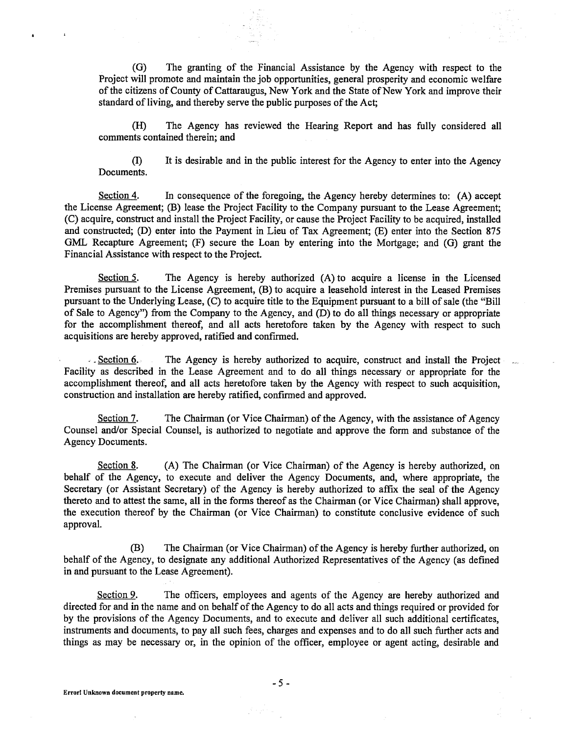(G) The granting of the Financial Assistance by the Agency with respect to the Project will promote and maintain the job opportunities, general prosperity and economic welfare of the citizens of County of Cattaraugus, New York and the State of New York and improve their standard of living, and thereby serve the public purposes of the Act;

(H) The Agency has reviewed the Hearing Report and has fully considered all comments contained therein; and

(I) It is desirable and in the public interest for the Agency to enter into the Agency Documents.

Section 4. In consequence of the foregoing, the Agency hereby determines to: (A) accept the License Agreement; (B) lease the Project Facility to the Company pursuant to the Lease Agreement; (C) acquire, construct and install the Project Facility, or cause the Project Facility to be acquired, installed and constructed; (D) enter into the Payment in Lieu of Tax Agreement; (E) enter into the Section 875 GML Recapture Agreement; (F) secure the Loan by entering into the Mortgage; and (G) grant the Financial Assistance with respect to the Project.

Section 5. The Agency is hereby authorized (A) to acquire a license in the Licensed Premises pursuant to the License Agreement, (B) to acquire a leasehold interest in the Leased Premises pursuant to the Underlying Lease, (C) to acquire title to the Equipment pursuant to a bill of sale (the "Bill of Sale to Agency") from the Company to the Agency, and (D) to do all things necessary or appropriate for the accomplishment thereof, and all acts heretofore taken by the Agency with respect to such acquisitions are hereby approved, ratified and confirmed.

Section 6. The Agency is hereby authorized to acquire, construct and install the Project Facility as described in the Lease Agreement and to do all things necessary or appropriate for the accomplishment thereof, and all acts heretofore taken by the Agency with respect to such acquisition, construction and installation are hereby ratified, confirmed and approved.

Section 7. The Chairman (or Vice Chairman) of the Agency, with the assistance of Agency Counsel and/or Special Counsel, is authorized to negotiate and approve the form and substance of the Agency Documents.

Section 8. (A) The Chairman (or Vice Chairman) of the Agency is hereby authorized, on behalf of the Agency, to execute and deliver the Agency Documents, and, where appropriate, the Secretary (or Assistant Secretary) of the Agency is hereby authorized to affix the seal of the Agency thereto and to attest the same, all in the forms thereof as the Chairman (or Vice Chairman) shall approve, the execution thereof by the Chairman (or Vice Chairman) to constitute conclusive evidence of such approval.

(B) The Chairman (or Vice Chairman) of the Agency is hereby further authorized, on behalf of the Agency, to designate any additional Authorized Representatives of the Agency (as defined in and pursuant to the Lease Agreement).

Section 9. The officers, employees and agents of the Agency are hereby authorized and directed for and in the name and on behalf of the Agency to do all acts and things required or provided for by the provisions of the Agency Documents, and to execute and deliver all such additional certificates, instruments and documents, to pay all such fees, charges and expenses and to do all such further acts and things as may be necessary or, in the opinion of the officer, employee or agent acting, desirable and

Error! Unknown document property name.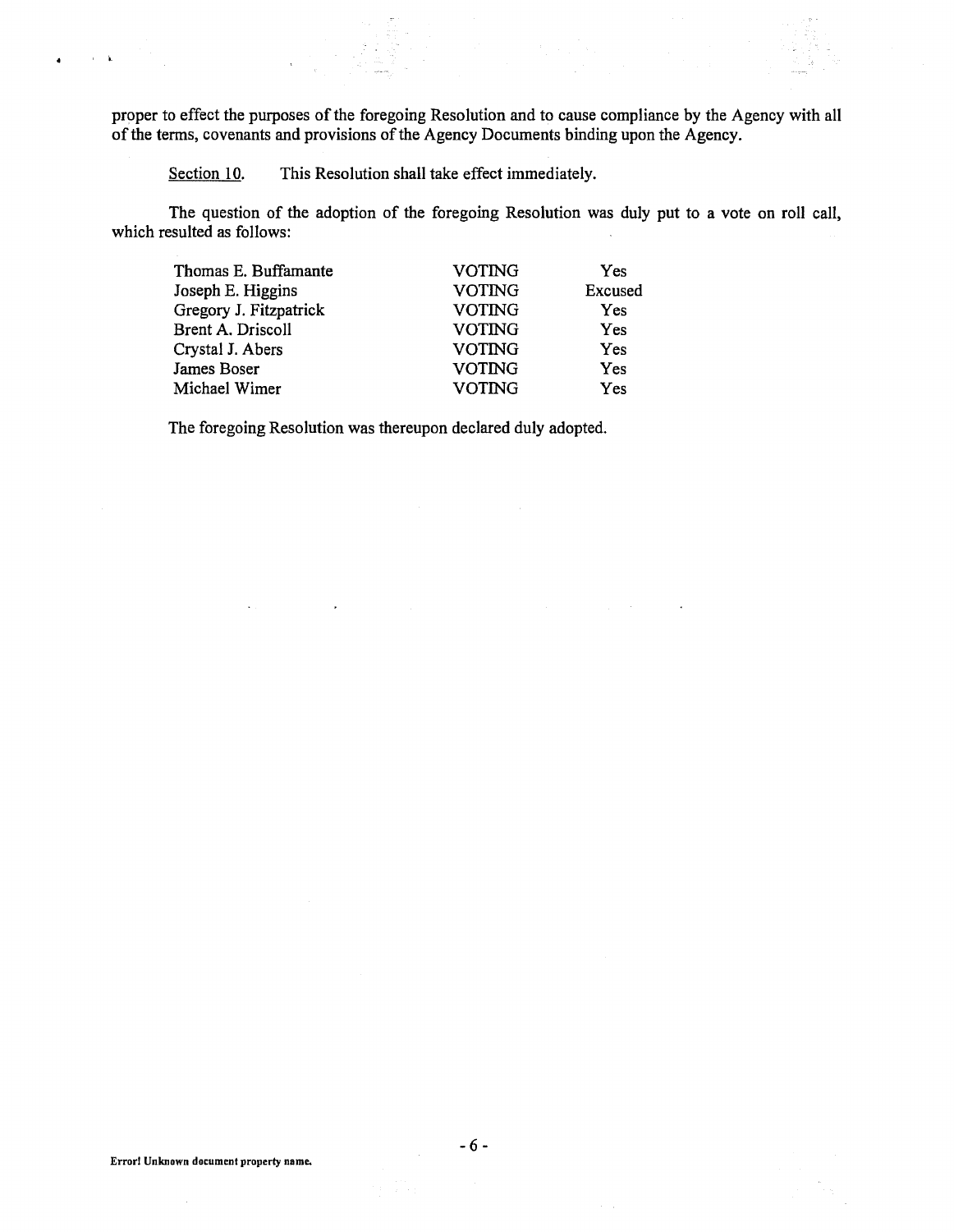proper to effect the purposes of the foregoing Resolution and to cause compliance by the Agency with all of the terms, covenants and provisions of the Agency Documents binding upon the Agency.

Section 10. This Resolution shall take effect immediately.

The question of the adoption of the foregoing Resolution was duly put to a vote on roll call, which resulted as follows:

| | | |
|---|---|---|
| Thomas E. Buffamante | VOTING | Yes |
| Joseph E. Higgins | VOTING | Excused |
| Gregory J. Fitzpatrick | VOTING | Yes |
| Brent A. Driscoll | VOTING | Yes |
| Crystal J. Abers | VOTING | Yes |
| James Boser | VOTING | Yes |
| Michael Wimer | VOTING | Yes |

The foregoing Resolution was thereupon declared duly adopted.

Error! Unknown document property name.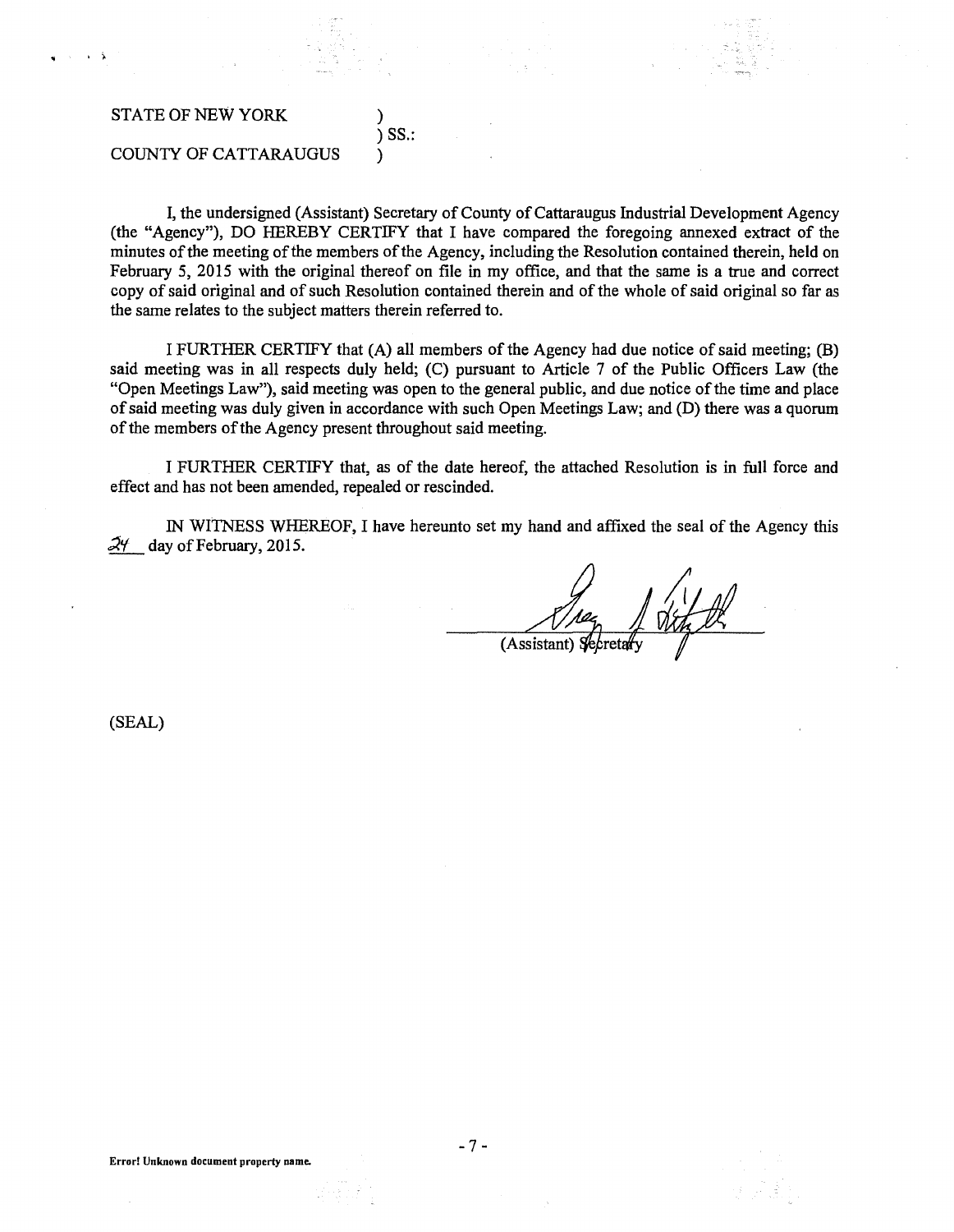STATE OF NEW YORK )
) SS.:
COUNTY OF CATTARAUGUS )

I, the undersigned (Assistant) Secretary of County of Cattaraugus Industrial Development Agency (the "Agency"), DO HEREBY CERTIFY that I have compared the foregoing annexed extract of the minutes of the meeting of the members of the Agency, including the Resolution contained therein, held on February 5, 2015 with the original thereof on file in my office, and that the same is a true and correct copy of said original and of such Resolution contained therein and of the whole of said original so far as the same relates to the subject matters therein referred to.

I FURTHER CERTIFY that (A) all members of the Agency had due notice of said meeting; (B) said meeting was in all respects duly held; (C) pursuant to Article 7 of the Public Officers Law (the "Open Meetings Law"), said meeting was open to the general public, and due notice of the time and place of said meeting was duly given in accordance with such Open Meetings Law; and (D) there was a quorum of the members of the Agency present throughout said meeting.

I FURTHER CERTIFY that, as of the date hereof, the attached Resolution is in full force and effect and has not been amended, repealed or rescinded.

IN WITNESS WHEREOF, I have hereunto set my hand and affixed the seal of the Agency this 24 day of February, 2015.

(Assistant) Secretary

(SEAL)

Error! Unknown document property name.